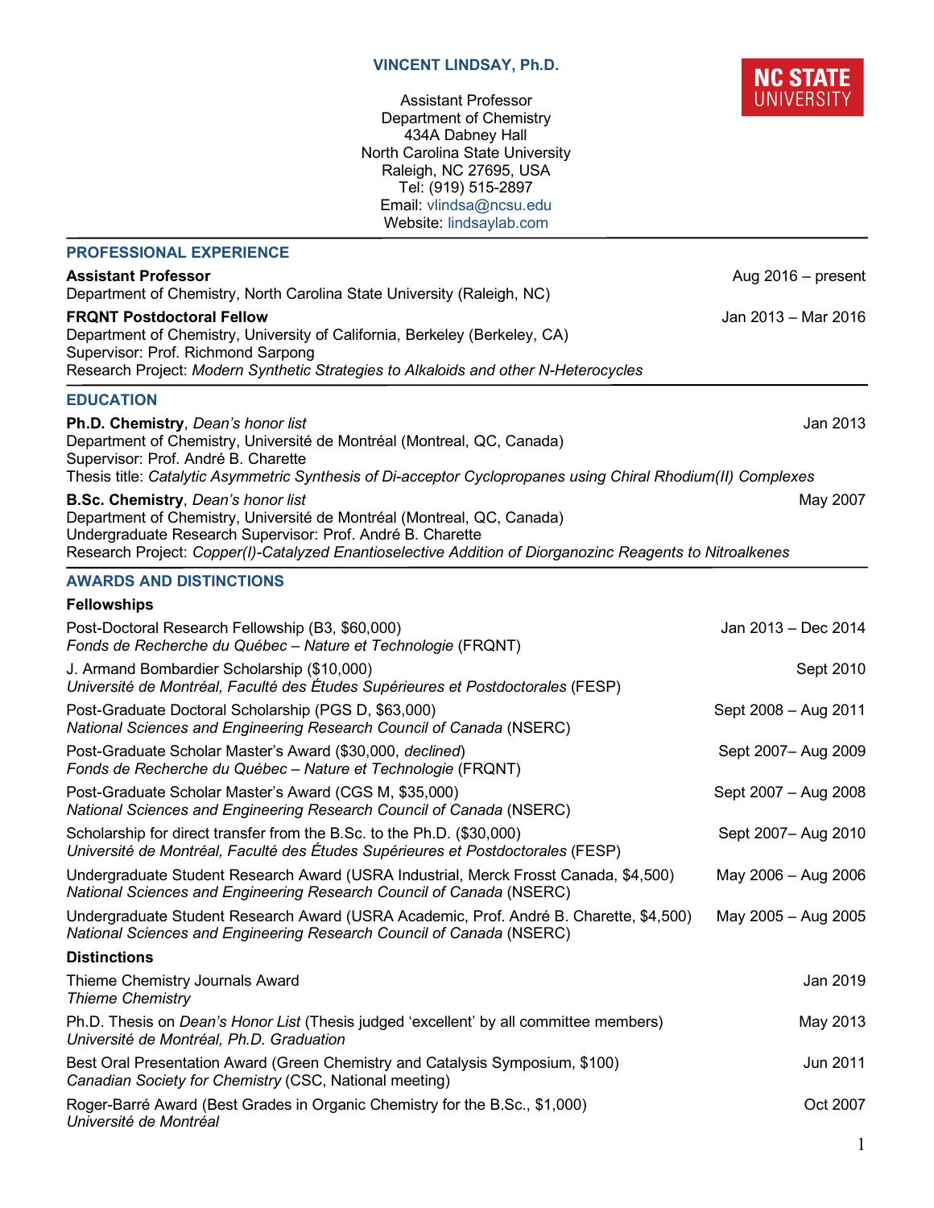# VINCENT LINDSAY, Ph.D.

Assistant Professor
Department of Chemistry
434A Dabney Hall
North Carolina State University
Raleigh, NC 27695, USA
Tel: (919) 515-2897
Email: vlindsa@ncsu.edu
Website: lindsaylab.com

NC STATE UNIVERSITY

## PROFESSIONAL EXPERIENCE

**Assistant Professor** — Aug 2016 – present
Department of Chemistry, North Carolina State University (Raleigh, NC)

**FRQNT Postdoctoral Fellow** — Jan 2013 – Mar 2016
Department of Chemistry, University of California, Berkeley (Berkeley, CA)
Supervisor: Prof. Richmond Sarpong
Research Project: *Modern Synthetic Strategies to Alkaloids and other N-Heterocycles*

## EDUCATION

**Ph.D. Chemistry**, *Dean's honor list* — Jan 2013
Department of Chemistry, Université de Montréal (Montreal, QC, Canada)
Supervisor: Prof. André B. Charette
Thesis title: *Catalytic Asymmetric Synthesis of Di-acceptor Cyclopropanes using Chiral Rhodium(II) Complexes*

**B.Sc. Chemistry**, *Dean's honor list* — May 2007
Department of Chemistry, Université de Montréal (Montreal, QC, Canada)
Undergraduate Research Supervisor: Prof. André B. Charette
Research Project: *Copper(I)-Catalyzed Enantioselective Addition of Diorganozinc Reagents to Nitroalkenes*

## AWARDS AND DISTINCTIONS

### Fellowships

Post-Doctoral Research Fellowship (B3, $60,000) — Jan 2013 – Dec 2014
*Fonds de Recherche du Québec – Nature et Technologie* (FRQNT)

J. Armand Bombardier Scholarship ($10,000) — Sept 2010
*Université de Montréal, Faculté des Études Supérieures et Postdoctorales* (FESP)

Post-Graduate Doctoral Scholarship (PGS D, $63,000) — Sept 2008 – Aug 2011
*National Sciences and Engineering Research Council of Canada* (NSERC)

Post-Graduate Scholar Master's Award ($30,000, *declined*) — Sept 2007– Aug 2009
*Fonds de Recherche du Québec – Nature et Technologie* (FRQNT)

Post-Graduate Scholar Master's Award (CGS M, $35,000) — Sept 2007 – Aug 2008
*National Sciences and Engineering Research Council of Canada* (NSERC)

Scholarship for direct transfer from the B.Sc. to the Ph.D. ($30,000) — Sept 2007– Aug 2010
*Université de Montréal, Faculté des Études Supérieures et Postdoctorales* (FESP)

Undergraduate Student Research Award (USRA Industrial, Merck Frosst Canada, $4,500) — May 2006 – Aug 2006
*National Sciences and Engineering Research Council of Canada* (NSERC)

Undergraduate Student Research Award (USRA Academic, Prof. André B. Charette, $4,500) — May 2005 – Aug 2005
*National Sciences and Engineering Research Council of Canada* (NSERC)

### Distinctions

Thieme Chemistry Journals Award — Jan 2019
*Thieme Chemistry*

Ph.D. Thesis on *Dean's Honor List* (Thesis judged 'excellent' by all committee members) — May 2013
*Université de Montréal, Ph.D. Graduation*

Best Oral Presentation Award (Green Chemistry and Catalysis Symposium, $100) — Jun 2011
*Canadian Society for Chemistry* (CSC, National meeting)

Roger-Barré Award (Best Grades in Organic Chemistry for the B.Sc., $1,000) — Oct 2007
*Université de Montréal*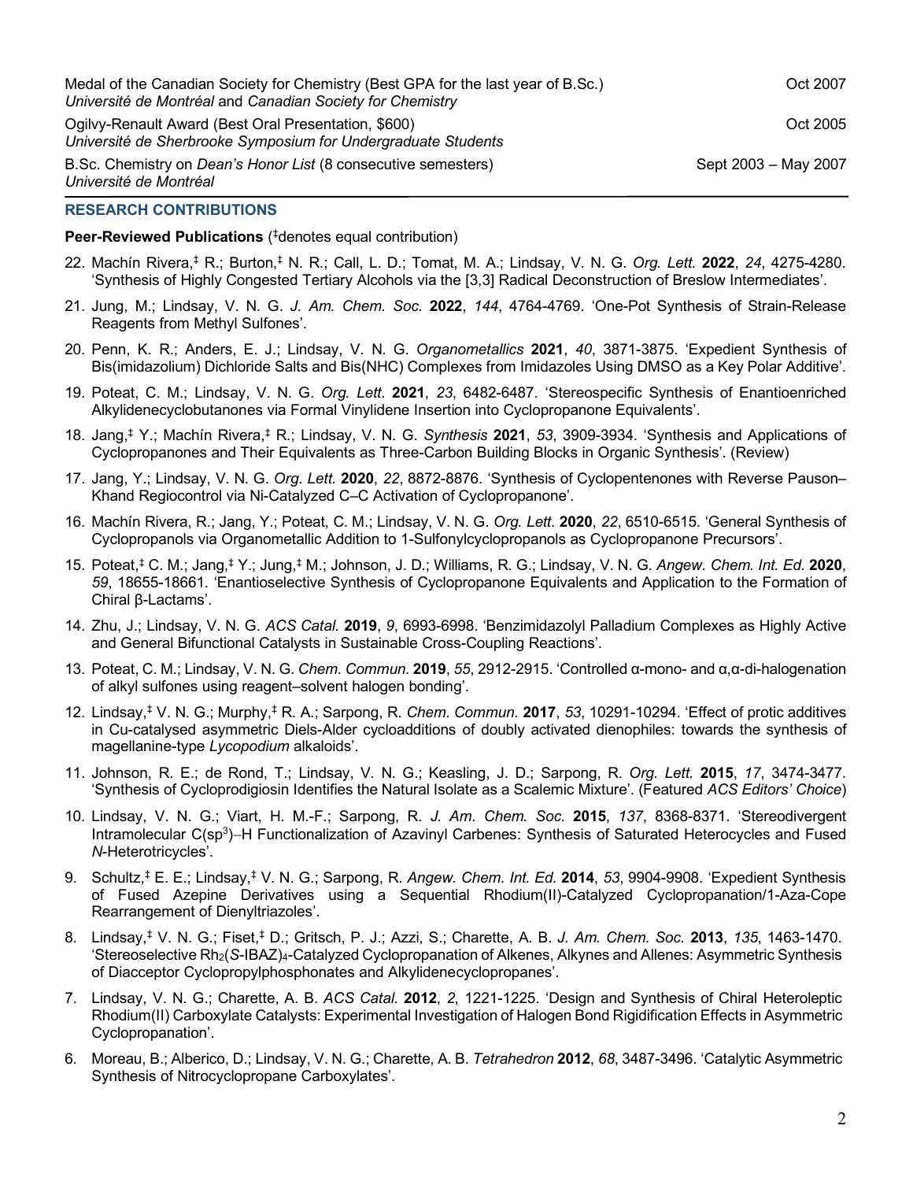Medal of the Canadian Society for Chemistry (Best GPA for the last year of B.Sc.) — Oct 2007
*Université de Montréal* and *Canadian Society for Chemistry*

Ogilvy-Renault Award (Best Oral Presentation, $600) — Oct 2005
*Université de Sherbrooke Symposium for Undergraduate Students*

B.Sc. Chemistry on *Dean's Honor List* (8 consecutive semesters) — Sept 2003 – May 2007
*Université de Montréal*

## RESEARCH CONTRIBUTIONS

**Peer-Reviewed Publications** (‡denotes equal contribution)

22. Machín Rivera,‡ R.; Burton,‡ N. R.; Call, L. D.; Tomat, M. A.; Lindsay, V. N. G. *Org. Lett.* **2022**, *24*, 4275-4280. 'Synthesis of Highly Congested Tertiary Alcohols via the [3,3] Radical Deconstruction of Breslow Intermediates'.

21. Jung, M.; Lindsay, V. N. G. *J. Am. Chem. Soc.* **2022**, *144*, 4764-4769. 'One-Pot Synthesis of Strain-Release Reagents from Methyl Sulfones'.

20. Penn, K. R.; Anders, E. J.; Lindsay, V. N. G. *Organometallics* **2021**, *40*, 3871-3875. 'Expedient Synthesis of Bis(imidazolium) Dichloride Salts and Bis(NHC) Complexes from Imidazoles Using DMSO as a Key Polar Additive'.

19. Poteat, C. M.; Lindsay, V. N. G. *Org. Lett.* **2021**, *23*, 6482-6487. 'Stereospecific Synthesis of Enantioenriched Alkylidenecyclobutanones via Formal Vinylidene Insertion into Cyclopropanone Equivalents'.

18. Jang,‡ Y.; Machín Rivera,‡ R.; Lindsay, V. N. G. *Synthesis* **2021**, *53*, 3909-3934. 'Synthesis and Applications of Cyclopropanones and Their Equivalents as Three-Carbon Building Blocks in Organic Synthesis'. (Review)

17. Jang, Y.; Lindsay, V. N. G. *Org. Lett.* **2020**, *22*, 8872-8876. 'Synthesis of Cyclopentenones with Reverse Pauson–Khand Regiocontrol via Ni-Catalyzed C–C Activation of Cyclopropanone'.

16. Machín Rivera, R.; Jang, Y.; Poteat, C. M.; Lindsay, V. N. G. *Org. Lett.* **2020**, *22*, 6510-6515. 'General Synthesis of Cyclopropanols via Organometallic Addition to 1-Sulfonylcyclopropanols as Cyclopropanone Precursors'.

15. Poteat,‡ C. M.; Jang,‡ Y.; Jung,‡ M.; Johnson, J. D.; Williams, R. G.; Lindsay, V. N. G. *Angew. Chem. Int. Ed.* **2020**, *59*, 18655-18661. 'Enantioselective Synthesis of Cyclopropanone Equivalents and Application to the Formation of Chiral β-Lactams'.

14. Zhu, J.; Lindsay, V. N. G. *ACS Catal.* **2019**, *9*, 6993-6998. 'Benzimidazolyl Palladium Complexes as Highly Active and General Bifunctional Catalysts in Sustainable Cross-Coupling Reactions'.

13. Poteat, C. M.; Lindsay, V. N. G. *Chem. Commun.* **2019**, *55*, 2912-2915. 'Controlled α-mono- and α,α-di-halogenation of alkyl sulfones using reagent–solvent halogen bonding'.

12. Lindsay,‡ V. N. G.; Murphy,‡ R. A.; Sarpong, R. *Chem. Commun.* **2017**, *53*, 10291-10294. 'Effect of protic additives in Cu-catalysed asymmetric Diels-Alder cycloadditions of doubly activated dienophiles: towards the synthesis of magellanine-type *Lycopodium* alkaloids'.

11. Johnson, R. E.; de Rond, T.; Lindsay, V. N. G.; Keasling, J. D.; Sarpong, R. *Org. Lett.* **2015**, *17*, 3474-3477. 'Synthesis of Cycloprodigiosin Identifies the Natural Isolate as a Scalemic Mixture'. (Featured *ACS Editors' Choice*)

10. Lindsay, V. N. G.; Viart, H. M.-F.; Sarpong, R. *J. Am. Chem. Soc.* **2015**, *137*, 8368-8371. 'Stereodivergent Intramolecular $C(sp^3)$–H Functionalization of Azavinyl Carbenes: Synthesis of Saturated Heterocycles and Fused *N*-Heterotricycles'.

9. Schultz,‡ E. E.; Lindsay,‡ V. N. G.; Sarpong, R. *Angew. Chem. Int. Ed.* **2014**, *53*, 9904-9908. 'Expedient Synthesis of Fused Azepine Derivatives using a Sequential Rhodium(II)-Catalyzed Cyclopropanation/1-Aza-Cope Rearrangement of Dienyltriazoles'.

8. Lindsay,‡ V. N. G.; Fiset,‡ D.; Gritsch, P. J.; Azzi, S.; Charette, A. B. *J. Am. Chem. Soc.* **2013**, *135*, 1463-1470. 'Stereoselective $Rh_2$(*S*-IBAZ)$_4$-Catalyzed Cyclopropanation of Alkenes, Alkynes and Allenes: Asymmetric Synthesis of Diacceptor Cyclopropylphosphonates and Alkylidenecyclopropanes'.

7. Lindsay, V. N. G.; Charette, A. B. *ACS Catal.* **2012**, *2*, 1221-1225. 'Design and Synthesis of Chiral Heteroleptic Rhodium(II) Carboxylate Catalysts: Experimental Investigation of Halogen Bond Rigidification Effects in Asymmetric Cyclopropanation'.

6. Moreau, B.; Alberico, D.; Lindsay, V. N. G.; Charette, A. B. *Tetrahedron* **2012**, *68*, 3487-3496. 'Catalytic Asymmetric Synthesis of Nitrocyclopropane Carboxylates'.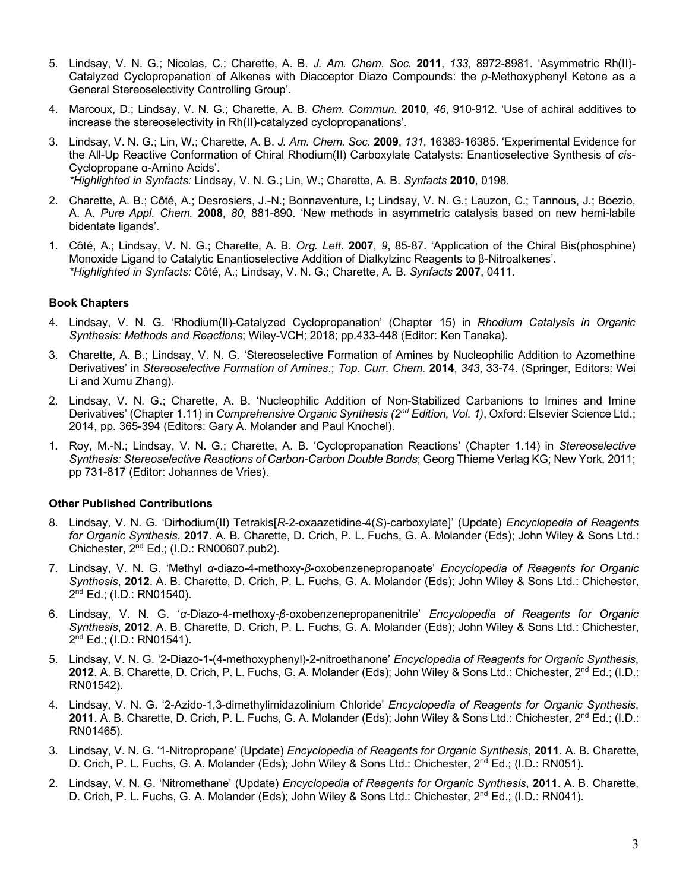5. Lindsay, V. N. G.; Nicolas, C.; Charette, A. B. *J. Am. Chem. Soc.* **2011**, *133*, 8972-8981. 'Asymmetric Rh(II)-Catalyzed Cyclopropanation of Alkenes with Diacceptor Diazo Compounds: the *p*-Methoxyphenyl Ketone as a General Stereoselectivity Controlling Group'.

4. Marcoux, D.; Lindsay, V. N. G.; Charette, A. B. *Chem. Commun.* **2010**, *46*, 910-912. 'Use of achiral additives to increase the stereoselectivity in Rh(II)-catalyzed cyclopropanations'.

3. Lindsay, V. N. G.; Lin, W.; Charette, A. B. *J. Am. Chem. Soc.* **2009**, *131*, 16383-16385. 'Experimental Evidence for the All-Up Reactive Conformation of Chiral Rhodium(II) Carboxylate Catalysts: Enantioselective Synthesis of *cis*-Cyclopropane α-Amino Acids'.
   *\*Highlighted in Synfacts:* Lindsay, V. N. G.; Lin, W.; Charette, A. B. *Synfacts* **2010**, 0198.

2. Charette, A. B.; Côté, A.; Desrosiers, J.-N.; Bonnaventure, I.; Lindsay, V. N. G.; Lauzon, C.; Tannous, J.; Boezio, A. A. *Pure Appl. Chem.* **2008**, *80*, 881-890. 'New methods in asymmetric catalysis based on new hemi-labile bidentate ligands'.

1. Côté, A.; Lindsay, V. N. G.; Charette, A. B. *Org. Lett.* **2007**, *9*, 85-87. 'Application of the Chiral Bis(phosphine) Monoxide Ligand to Catalytic Enantioselective Addition of Dialkylzinc Reagents to β-Nitroalkenes'.
   *\*Highlighted in Synfacts:* Côté, A.; Lindsay, V. N. G.; Charette, A. B. *Synfacts* **2007**, 0411.

**Book Chapters**

4. Lindsay, V. N. G. 'Rhodium(II)-Catalyzed Cyclopropanation' (Chapter 15) in *Rhodium Catalysis in Organic Synthesis: Methods and Reactions*; Wiley-VCH; 2018; pp.433-448 (Editor: Ken Tanaka).

3. Charette, A. B.; Lindsay, V. N. G. 'Stereoselective Formation of Amines by Nucleophilic Addition to Azomethine Derivatives' in *Stereoselective Formation of Amines*.; *Top. Curr. Chem.* **2014**, *343*, 33-74. (Springer, Editors: Wei Li and Xumu Zhang).

2. Lindsay, V. N. G.; Charette, A. B. 'Nucleophilic Addition of Non-Stabilized Carbanions to Imines and Imine Derivatives' (Chapter 1.11) in *Comprehensive Organic Synthesis (2nd Edition, Vol. 1)*, Oxford: Elsevier Science Ltd.; 2014, pp. 365-394 (Editors: Gary A. Molander and Paul Knochel).

1. Roy, M.-N.; Lindsay, V. N. G.; Charette, A. B. 'Cyclopropanation Reactions' (Chapter 1.14) in *Stereoselective Synthesis: Stereoselective Reactions of Carbon-Carbon Double Bonds*; Georg Thieme Verlag KG; New York, 2011; pp 731-817 (Editor: Johannes de Vries).

**Other Published Contributions**

8. Lindsay, V. N. G. 'Dirhodium(II) Tetrakis[*R*-2-oxaazetidine-4(*S*)-carboxylate]' (Update) *Encyclopedia of Reagents for Organic Synthesis*, **2017**. A. B. Charette, D. Crich, P. L. Fuchs, G. A. Molander (Eds); John Wiley & Sons Ltd.: Chichester, 2nd Ed.; (I.D.: RN00607.pub2).

7. Lindsay, V. N. G. 'Methyl *α*-diazo-4-methoxy-*β*-oxobenzenepropanoate' *Encyclopedia of Reagents for Organic Synthesis*, **2012**. A. B. Charette, D. Crich, P. L. Fuchs, G. A. Molander (Eds); John Wiley & Sons Ltd.: Chichester, 2nd Ed.; (I.D.: RN01540).

6. Lindsay, V. N. G. '*α*-Diazo-4-methoxy-*β*-oxobenzenepropanenitrile' *Encyclopedia of Reagents for Organic Synthesis*, **2012**. A. B. Charette, D. Crich, P. L. Fuchs, G. A. Molander (Eds); John Wiley & Sons Ltd.: Chichester, 2nd Ed.; (I.D.: RN01541).

5. Lindsay, V. N. G. '2-Diazo-1-(4-methoxyphenyl)-2-nitroethanone' *Encyclopedia of Reagents for Organic Synthesis*, **2012**. A. B. Charette, D. Crich, P. L. Fuchs, G. A. Molander (Eds); John Wiley & Sons Ltd.: Chichester, 2nd Ed.; (I.D.: RN01542).

4. Lindsay, V. N. G. '2-Azido-1,3-dimethylimidazolinium Chloride' *Encyclopedia of Reagents for Organic Synthesis*, **2011**. A. B. Charette, D. Crich, P. L. Fuchs, G. A. Molander (Eds); John Wiley & Sons Ltd.: Chichester, 2nd Ed.; (I.D.: RN01465).

3. Lindsay, V. N. G. '1-Nitropropane' (Update) *Encyclopedia of Reagents for Organic Synthesis*, **2011**. A. B. Charette, D. Crich, P. L. Fuchs, G. A. Molander (Eds); John Wiley & Sons Ltd.: Chichester, 2nd Ed.; (I.D.: RN051).

2. Lindsay, V. N. G. 'Nitromethane' (Update) *Encyclopedia of Reagents for Organic Synthesis*, **2011**. A. B. Charette, D. Crich, P. L. Fuchs, G. A. Molander (Eds); John Wiley & Sons Ltd.: Chichester, 2nd Ed.; (I.D.: RN041).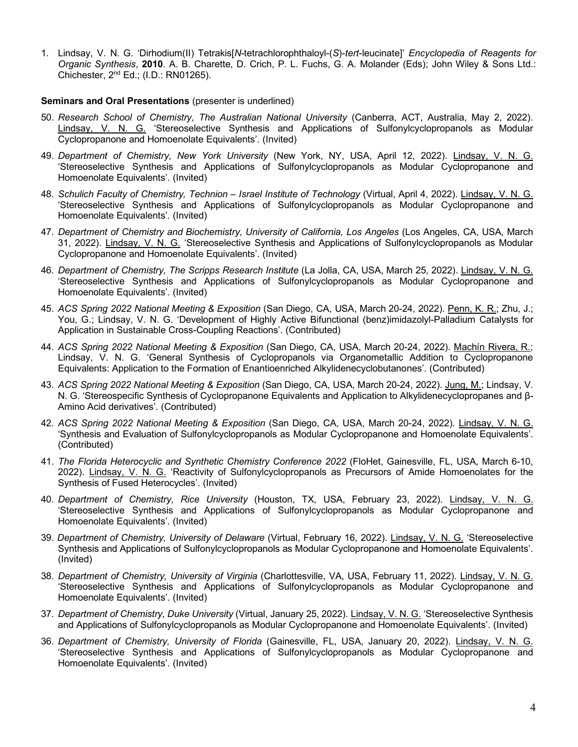1. Lindsay, V. N. G. 'Dirhodium(II) Tetrakis[*N*-tetrachlorophthaloyl-(*S*)-*tert*-leucinate]' *Encyclopedia of Reagents for Organic Synthesis*, **2010**. A. B. Charette, D. Crich, P. L. Fuchs, G. A. Molander (Eds); John Wiley & Sons Ltd.: Chichester, 2nd Ed.; (I.D.: RN01265).

**Seminars and Oral Presentations** (presenter is underlined)

50. *Research School of Chemistry, The Australian National University* (Canberra, ACT, Australia, May 2, 2022). Lindsay, V. N. G. 'Stereoselective Synthesis and Applications of Sulfonylcyclopropanols as Modular Cyclopropanone and Homoenolate Equivalents'. (Invited)

49. *Department of Chemistry, New York University* (New York, NY, USA, April 12, 2022). Lindsay, V. N. G. 'Stereoselective Synthesis and Applications of Sulfonylcyclopropanols as Modular Cyclopropanone and Homoenolate Equivalents'. (Invited)

48. *Schulich Faculty of Chemistry, Technion – Israel Institute of Technology* (Virtual, April 4, 2022). Lindsay, V. N. G. 'Stereoselective Synthesis and Applications of Sulfonylcyclopropanols as Modular Cyclopropanone and Homoenolate Equivalents'. (Invited)

47. *Department of Chemistry and Biochemistry, University of California, Los Angeles* (Los Angeles, CA, USA, March 31, 2022). Lindsay, V. N. G. 'Stereoselective Synthesis and Applications of Sulfonylcyclopropanols as Modular Cyclopropanone and Homoenolate Equivalents'. (Invited)

46. *Department of Chemistry, The Scripps Research Institute* (La Jolla, CA, USA, March 25, 2022). Lindsay, V. N. G. 'Stereoselective Synthesis and Applications of Sulfonylcyclopropanols as Modular Cyclopropanone and Homoenolate Equivalents'. (Invited)

45. *ACS Spring 2022 National Meeting & Exposition* (San Diego, CA, USA, March 20-24, 2022). Penn, K. R.; Zhu, J.; You, G.; Lindsay, V. N. G. 'Development of Highly Active Bifunctional (benz)imidazolyl-Palladium Catalysts for Application in Sustainable Cross-Coupling Reactions'. (Contributed)

44. *ACS Spring 2022 National Meeting & Exposition* (San Diego, CA, USA, March 20-24, 2022). Machín Rivera, R.; Lindsay, V. N. G. 'General Synthesis of Cyclopropanols via Organometallic Addition to Cyclopropanone Equivalents: Application to the Formation of Enantioenriched Alkylidenecyclobutanones'. (Contributed)

43. *ACS Spring 2022 National Meeting & Exposition* (San Diego, CA, USA, March 20-24, 2022). Jung, M.; Lindsay, V. N. G. 'Stereospecific Synthesis of Cyclopropanone Equivalents and Application to Alkylidenecyclopropanes and β-Amino Acid derivatives'. (Contributed)

42. *ACS Spring 2022 National Meeting & Exposition* (San Diego, CA, USA, March 20-24, 2022). Lindsay, V. N. G. 'Synthesis and Evaluation of Sulfonylcyclopropanols as Modular Cyclopropanone and Homoenolate Equivalents'. (Contributed)

41. *The Florida Heterocyclic and Synthetic Chemistry Conference 2022* (FloHet, Gainesville, FL, USA, March 6-10, 2022). Lindsay, V. N. G. 'Reactivity of Sulfonylcyclopropanols as Precursors of Amide Homoenolates for the Synthesis of Fused Heterocycles'. (Invited)

40. *Department of Chemistry, Rice University* (Houston, TX, USA, February 23, 2022). Lindsay, V. N. G. 'Stereoselective Synthesis and Applications of Sulfonylcyclopropanols as Modular Cyclopropanone and Homoenolate Equivalents'. (Invited)

39. *Department of Chemistry, University of Delaware* (Virtual, February 16, 2022). Lindsay, V. N. G. 'Stereoselective Synthesis and Applications of Sulfonylcyclopropanols as Modular Cyclopropanone and Homoenolate Equivalents'. (Invited)

38. *Department of Chemistry, University of Virginia* (Charlottesville, VA, USA, February 11, 2022). Lindsay, V. N. G. 'Stereoselective Synthesis and Applications of Sulfonylcyclopropanols as Modular Cyclopropanone and Homoenolate Equivalents'. (Invited)

37. *Department of Chemistry, Duke University* (Virtual, January 25, 2022). Lindsay, V. N. G. 'Stereoselective Synthesis and Applications of Sulfonylcyclopropanols as Modular Cyclopropanone and Homoenolate Equivalents'. (Invited)

36. *Department of Chemistry, University of Florida* (Gainesville, FL, USA, January 20, 2022). Lindsay, V. N. G. 'Stereoselective Synthesis and Applications of Sulfonylcyclopropanols as Modular Cyclopropanone and Homoenolate Equivalents'. (Invited)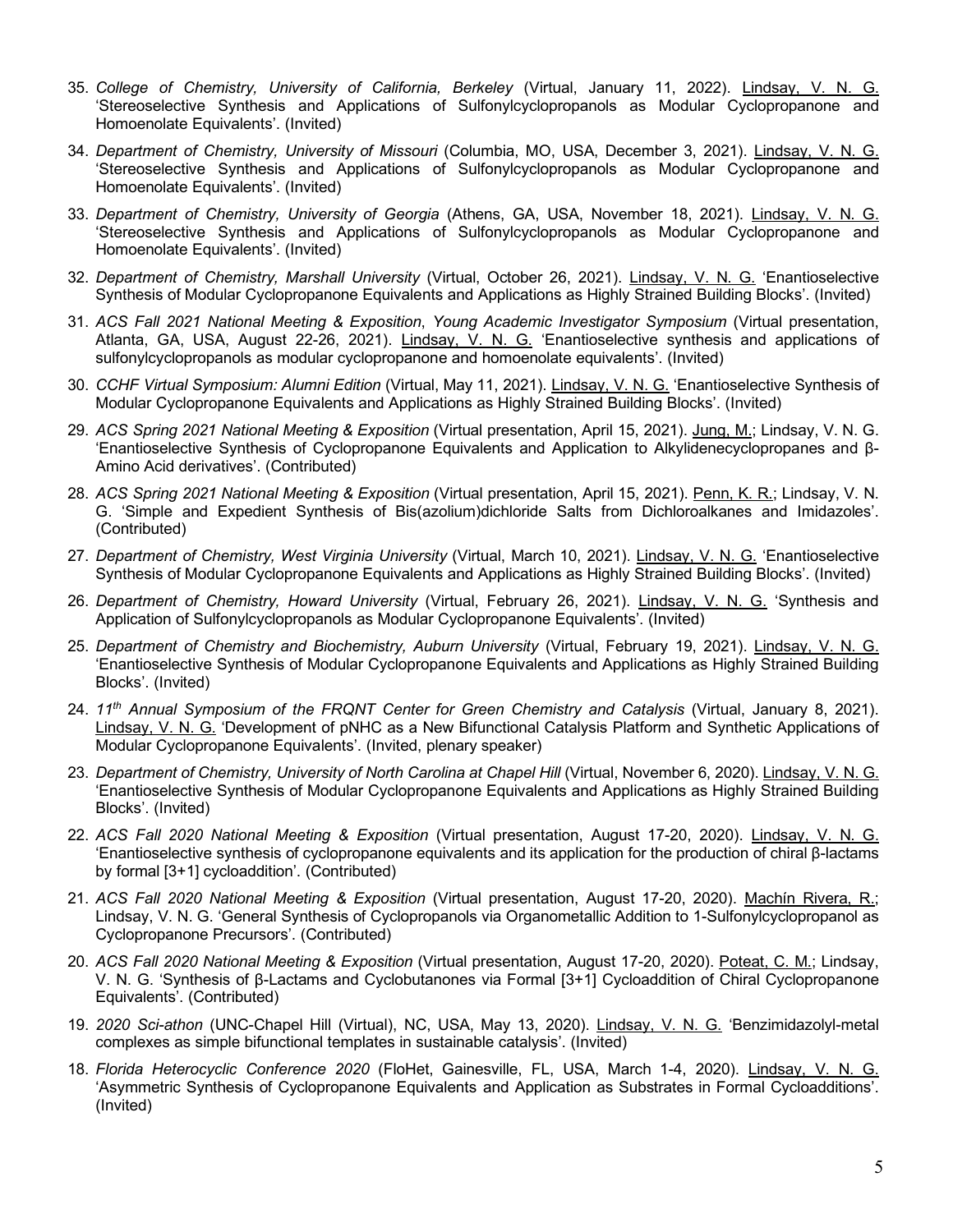35. *College of Chemistry, University of California, Berkeley* (Virtual, January 11, 2022). Lindsay, V. N. G. 'Stereoselective Synthesis and Applications of Sulfonylcyclopropanols as Modular Cyclopropanone and Homoenolate Equivalents'. (Invited)

34. *Department of Chemistry, University of Missouri* (Columbia, MO, USA, December 3, 2021). Lindsay, V. N. G. 'Stereoselective Synthesis and Applications of Sulfonylcyclopropanols as Modular Cyclopropanone and Homoenolate Equivalents'. (Invited)

33. *Department of Chemistry, University of Georgia* (Athens, GA, USA, November 18, 2021). Lindsay, V. N. G. 'Stereoselective Synthesis and Applications of Sulfonylcyclopropanols as Modular Cyclopropanone and Homoenolate Equivalents'. (Invited)

32. *Department of Chemistry, Marshall University* (Virtual, October 26, 2021). Lindsay, V. N. G. 'Enantioselective Synthesis of Modular Cyclopropanone Equivalents and Applications as Highly Strained Building Blocks'. (Invited)

31. *ACS Fall 2021 National Meeting & Exposition*, *Young Academic Investigator Symposium* (Virtual presentation, Atlanta, GA, USA, August 22-26, 2021). Lindsay, V. N. G. 'Enantioselective synthesis and applications of sulfonylcyclopropanols as modular cyclopropanone and homoenolate equivalents'. (Invited)

30. *CCHF Virtual Symposium: Alumni Edition* (Virtual, May 11, 2021). Lindsay, V. N. G. 'Enantioselective Synthesis of Modular Cyclopropanone Equivalents and Applications as Highly Strained Building Blocks'. (Invited)

29. *ACS Spring 2021 National Meeting & Exposition* (Virtual presentation, April 15, 2021). Jung, M.; Lindsay, V. N. G. 'Enantioselective Synthesis of Cyclopropanone Equivalents and Application to Alkylidenecyclopropanes and β-Amino Acid derivatives'. (Contributed)

28. *ACS Spring 2021 National Meeting & Exposition* (Virtual presentation, April 15, 2021). Penn, K. R.; Lindsay, V. N. G. 'Simple and Expedient Synthesis of Bis(azolium)dichloride Salts from Dichloroalkanes and Imidazoles'. (Contributed)

27. *Department of Chemistry, West Virginia University* (Virtual, March 10, 2021). Lindsay, V. N. G. 'Enantioselective Synthesis of Modular Cyclopropanone Equivalents and Applications as Highly Strained Building Blocks'. (Invited)

26. *Department of Chemistry, Howard University* (Virtual, February 26, 2021). Lindsay, V. N. G. 'Synthesis and Application of Sulfonylcyclopropanols as Modular Cyclopropanone Equivalents'. (Invited)

25. *Department of Chemistry and Biochemistry, Auburn University* (Virtual, February 19, 2021). Lindsay, V. N. G. 'Enantioselective Synthesis of Modular Cyclopropanone Equivalents and Applications as Highly Strained Building Blocks'. (Invited)

24. *11th Annual Symposium of the FRQNT Center for Green Chemistry and Catalysis* (Virtual, January 8, 2021). Lindsay, V. N. G. 'Development of pNHC as a New Bifunctional Catalysis Platform and Synthetic Applications of Modular Cyclopropanone Equivalents'. (Invited, plenary speaker)

23. *Department of Chemistry, University of North Carolina at Chapel Hill* (Virtual, November 6, 2020). Lindsay, V. N. G. 'Enantioselective Synthesis of Modular Cyclopropanone Equivalents and Applications as Highly Strained Building Blocks'. (Invited)

22. *ACS Fall 2020 National Meeting & Exposition* (Virtual presentation, August 17-20, 2020). Lindsay, V. N. G. 'Enantioselective synthesis of cyclopropanone equivalents and its application for the production of chiral β-lactams by formal [3+1] cycloaddition'. (Contributed)

21. *ACS Fall 2020 National Meeting & Exposition* (Virtual presentation, August 17-20, 2020). Machín Rivera, R.; Lindsay, V. N. G. 'General Synthesis of Cyclopropanols via Organometallic Addition to 1-Sulfonylcyclopropanol as Cyclopropanone Precursors'. (Contributed)

20. *ACS Fall 2020 National Meeting & Exposition* (Virtual presentation, August 17-20, 2020). Poteat, C. M.; Lindsay, V. N. G. 'Synthesis of β-Lactams and Cyclobutanones via Formal [3+1] Cycloaddition of Chiral Cyclopropanone Equivalents'. (Contributed)

19. *2020 Sci-athon* (UNC-Chapel Hill (Virtual), NC, USA, May 13, 2020). Lindsay, V. N. G. 'Benzimidazolyl-metal complexes as simple bifunctional templates in sustainable catalysis'. (Invited)

18. *Florida Heterocyclic Conference 2020* (FloHet, Gainesville, FL, USA, March 1-4, 2020). Lindsay, V. N. G. 'Asymmetric Synthesis of Cyclopropanone Equivalents and Application as Substrates in Formal Cycloadditions'. (Invited)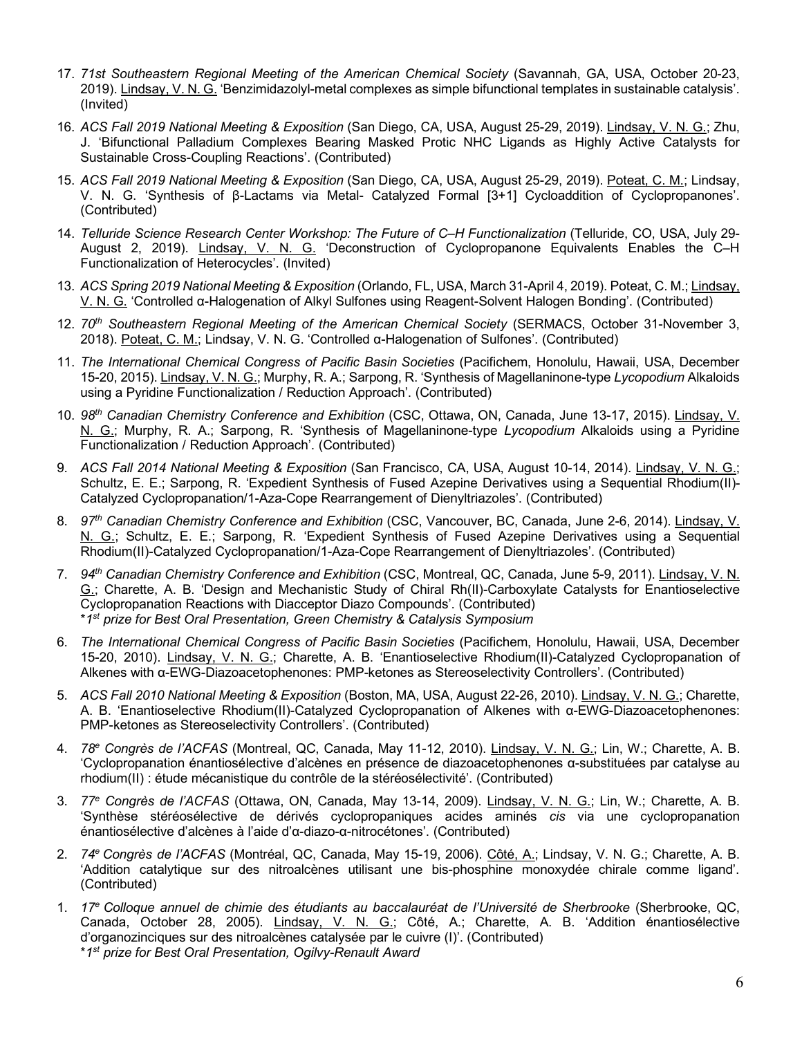17. *71st Southeastern Regional Meeting of the American Chemical Society* (Savannah, GA, USA, October 20-23, 2019). Lindsay, V. N. G. 'Benzimidazolyl-metal complexes as simple bifunctional templates in sustainable catalysis'. (Invited)

16. *ACS Fall 2019 National Meeting & Exposition* (San Diego, CA, USA, August 25-29, 2019). Lindsay, V. N. G.; Zhu, J. 'Bifunctional Palladium Complexes Bearing Masked Protic NHC Ligands as Highly Active Catalysts for Sustainable Cross-Coupling Reactions'. (Contributed)

15. *ACS Fall 2019 National Meeting & Exposition* (San Diego, CA, USA, August 25-29, 2019). Poteat, C. M.; Lindsay, V. N. G. 'Synthesis of β-Lactams via Metal- Catalyzed Formal [3+1] Cycloaddition of Cyclopropanones'. (Contributed)

14. *Telluride Science Research Center Workshop: The Future of C–H Functionalization* (Telluride, CO, USA, July 29-August 2, 2019). Lindsay, V. N. G. 'Deconstruction of Cyclopropanone Equivalents Enables the C–H Functionalization of Heterocycles'. (Invited)

13. *ACS Spring 2019 National Meeting & Exposition* (Orlando, FL, USA, March 31-April 4, 2019). Poteat, C. M.; Lindsay, V. N. G. 'Controlled α-Halogenation of Alkyl Sulfones using Reagent-Solvent Halogen Bonding'. (Contributed)

12. *70th Southeastern Regional Meeting of the American Chemical Society* (SERMACS, October 31-November 3, 2018). Poteat, C. M.; Lindsay, V. N. G. 'Controlled α-Halogenation of Sulfones'. (Contributed)

11. *The International Chemical Congress of Pacific Basin Societies* (Pacifichem, Honolulu, Hawaii, USA, December 15-20, 2015). Lindsay, V. N. G.; Murphy, R. A.; Sarpong, R. 'Synthesis of Magellaninone-type *Lycopodium* Alkaloids using a Pyridine Functionalization / Reduction Approach'. (Contributed)

10. *98th Canadian Chemistry Conference and Exhibition* (CSC, Ottawa, ON, Canada, June 13-17, 2015). Lindsay, V. N. G.; Murphy, R. A.; Sarpong, R. 'Synthesis of Magellaninone-type *Lycopodium* Alkaloids using a Pyridine Functionalization / Reduction Approach'. (Contributed)

9. *ACS Fall 2014 National Meeting & Exposition* (San Francisco, CA, USA, August 10-14, 2014). Lindsay, V. N. G.; Schultz, E. E.; Sarpong, R. 'Expedient Synthesis of Fused Azepine Derivatives using a Sequential Rhodium(II)-Catalyzed Cyclopropanation/1-Aza-Cope Rearrangement of Dienyltriazoles'. (Contributed)

8. *97th Canadian Chemistry Conference and Exhibition* (CSC, Vancouver, BC, Canada, June 2-6, 2014). Lindsay, V. N. G.; Schultz, E. E.; Sarpong, R. 'Expedient Synthesis of Fused Azepine Derivatives using a Sequential Rhodium(II)-Catalyzed Cyclopropanation/1-Aza-Cope Rearrangement of Dienyltriazoles'. (Contributed)

7. *94th Canadian Chemistry Conference and Exhibition* (CSC, Montreal, QC, Canada, June 5-9, 2011). Lindsay, V. N. G.; Charette, A. B. 'Design and Mechanistic Study of Chiral Rh(II)-Carboxylate Catalysts for Enantioselective Cyclopropanation Reactions with Diacceptor Diazo Compounds'. (Contributed)
   **1st prize for Best Oral Presentation, Green Chemistry & Catalysis Symposium*

6. *The International Chemical Congress of Pacific Basin Societies* (Pacifichem, Honolulu, Hawaii, USA, December 15-20, 2010). Lindsay, V. N. G.; Charette, A. B. 'Enantioselective Rhodium(II)-Catalyzed Cyclopropanation of Alkenes with α-EWG-Diazoacetophenones: PMP-ketones as Stereoselectivity Controllers'. (Contributed)

5. *ACS Fall 2010 National Meeting & Exposition* (Boston, MA, USA, August 22-26, 2010). Lindsay, V. N. G.; Charette, A. B. 'Enantioselective Rhodium(II)-Catalyzed Cyclopropanation of Alkenes with α-EWG-Diazoacetophenones: PMP-ketones as Stereoselectivity Controllers'. (Contributed)

4. *78e Congrès de l'ACFAS* (Montreal, QC, Canada, May 11-12, 2010). Lindsay, V. N. G.; Lin, W.; Charette, A. B. 'Cyclopropanation énantiosélective d'alcènes en présence de diazoacetophenones α-substituées par catalyse au rhodium(II) : étude mécanistique du contrôle de la stéréosélectivité'. (Contributed)

3. *77e Congrès de l'ACFAS* (Ottawa, ON, Canada, May 13-14, 2009). Lindsay, V. N. G.; Lin, W.; Charette, A. B. 'Synthèse stéréosélective de dérivés cyclopropaniques acides aminés *cis* via une cyclopropanation énantiosélective d'alcènes à l'aide d'α-diazo-α-nitrocétones'. (Contributed)

2. *74e Congrès de l'ACFAS* (Montréal, QC, Canada, May 15-19, 2006). Côté, A.; Lindsay, V. N. G.; Charette, A. B. 'Addition catalytique sur des nitroalcènes utilisant une bis-phosphine monoxydée chirale comme ligand'. (Contributed)

1. *17e Colloque annuel de chimie des étudiants au baccalauréat de l'Université de Sherbrooke* (Sherbrooke, QC, Canada, October 28, 2005). Lindsay, V. N. G.; Côté, A.; Charette, A. B. 'Addition énantiosélective d'organozinciques sur des nitroalcènes catalysée par le cuivre (I)'. (Contributed)
   **1st prize for Best Oral Presentation, Ogilvy-Renault Award*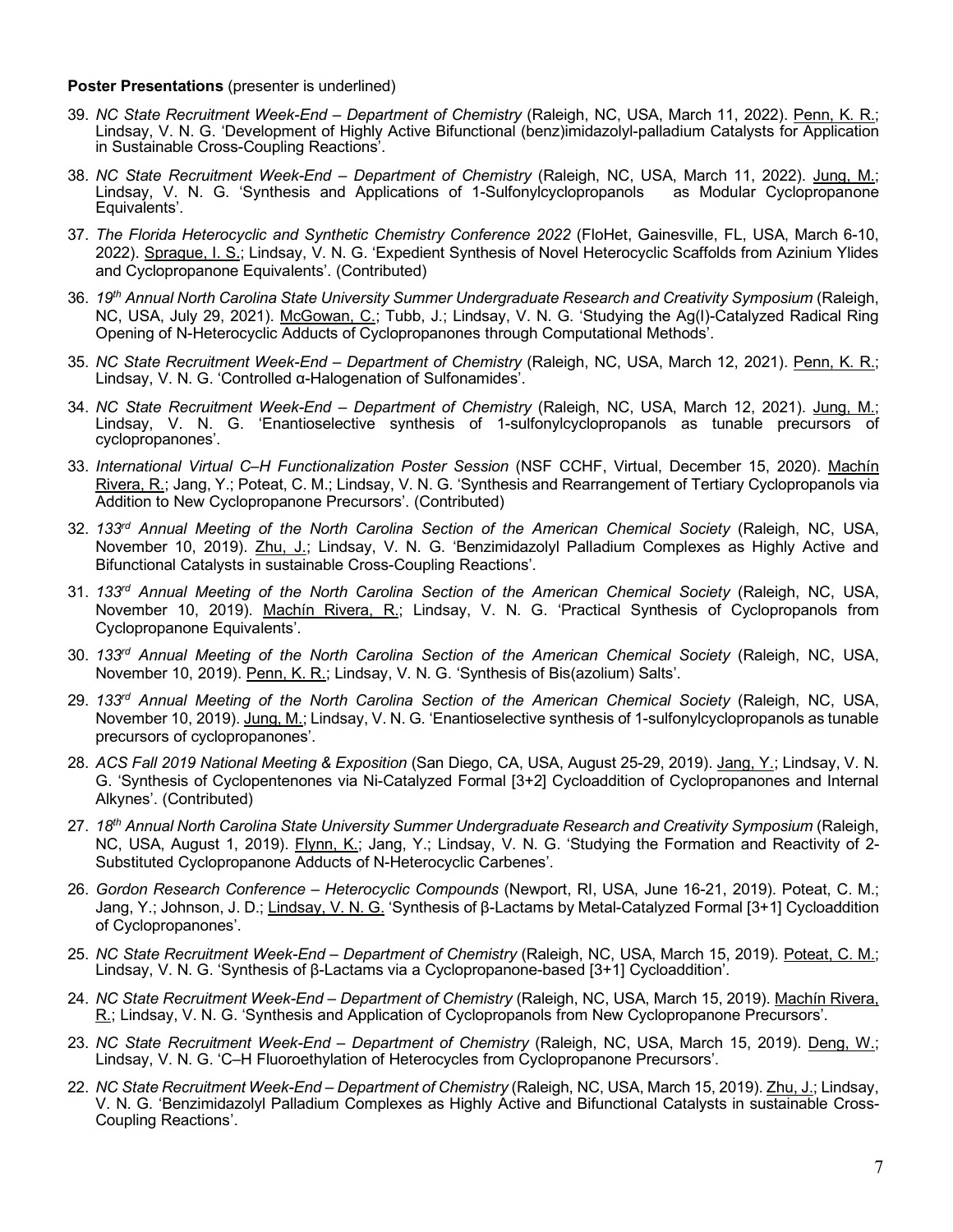**Poster Presentations** (presenter is underlined)

39. *NC State Recruitment Week-End – Department of Chemistry* (Raleigh, NC, USA, March 11, 2022). Penn, K. R.; Lindsay, V. N. G. 'Development of Highly Active Bifunctional (benz)imidazolyl-palladium Catalysts for Application in Sustainable Cross-Coupling Reactions'.

38. *NC State Recruitment Week-End – Department of Chemistry* (Raleigh, NC, USA, March 11, 2022). Jung, M.; Lindsay, V. N. G. 'Synthesis and Applications of 1-Sulfonylcyclopropanols as Modular Cyclopropanone Equivalents'.

37. *The Florida Heterocyclic and Synthetic Chemistry Conference 2022* (FloHet, Gainesville, FL, USA, March 6-10, 2022). Sprague, I. S.; Lindsay, V. N. G. 'Expedient Synthesis of Novel Heterocyclic Scaffolds from Azinium Ylides and Cyclopropanone Equivalents'. (Contributed)

36. *19th Annual North Carolina State University Summer Undergraduate Research and Creativity Symposium* (Raleigh, NC, USA, July 29, 2021). McGowan, C.; Tubb, J.; Lindsay, V. N. G. 'Studying the Ag(I)-Catalyzed Radical Ring Opening of N-Heterocyclic Adducts of Cyclopropanones through Computational Methods'.

35. *NC State Recruitment Week-End – Department of Chemistry* (Raleigh, NC, USA, March 12, 2021). Penn, K. R.; Lindsay, V. N. G. 'Controlled α-Halogenation of Sulfonamides'.

34. *NC State Recruitment Week-End – Department of Chemistry* (Raleigh, NC, USA, March 12, 2021). Jung, M.; Lindsay, V. N. G. 'Enantioselective synthesis of 1-sulfonylcyclopropanols as tunable precursors of cyclopropanones'.

33. *International Virtual C–H Functionalization Poster Session* (NSF CCHF, Virtual, December 15, 2020). Machín Rivera, R.; Jang, Y.; Poteat, C. M.; Lindsay, V. N. G. 'Synthesis and Rearrangement of Tertiary Cyclopropanols via Addition to New Cyclopropanone Precursors'. (Contributed)

32. *133rd Annual Meeting of the North Carolina Section of the American Chemical Society* (Raleigh, NC, USA, November 10, 2019). Zhu, J.; Lindsay, V. N. G. 'Benzimidazolyl Palladium Complexes as Highly Active and Bifunctional Catalysts in sustainable Cross-Coupling Reactions'.

31. *133rd Annual Meeting of the North Carolina Section of the American Chemical Society* (Raleigh, NC, USA, November 10, 2019). Machín Rivera, R.; Lindsay, V. N. G. 'Practical Synthesis of Cyclopropanols from Cyclopropanone Equivalents'.

30. *133rd Annual Meeting of the North Carolina Section of the American Chemical Society* (Raleigh, NC, USA, November 10, 2019). Penn, K. R.; Lindsay, V. N. G. 'Synthesis of Bis(azolium) Salts'.

29. *133rd Annual Meeting of the North Carolina Section of the American Chemical Society* (Raleigh, NC, USA, November 10, 2019). Jung, M.; Lindsay, V. N. G. 'Enantioselective synthesis of 1-sulfonylcyclopropanols as tunable precursors of cyclopropanones'.

28. *ACS Fall 2019 National Meeting & Exposition* (San Diego, CA, USA, August 25-29, 2019). Jang, Y.; Lindsay, V. N. G. 'Synthesis of Cyclopentenones via Ni-Catalyzed Formal [3+2] Cycloaddition of Cyclopropanones and Internal Alkynes'. (Contributed)

27. *18th Annual North Carolina State University Summer Undergraduate Research and Creativity Symposium* (Raleigh, NC, USA, August 1, 2019). Flynn, K.; Jang, Y.; Lindsay, V. N. G. 'Studying the Formation and Reactivity of 2-Substituted Cyclopropanone Adducts of N-Heterocyclic Carbenes'.

26. *Gordon Research Conference – Heterocyclic Compounds* (Newport, RI, USA, June 16-21, 2019). Poteat, C. M.; Jang, Y.; Johnson, J. D.; Lindsay, V. N. G. 'Synthesis of β-Lactams by Metal-Catalyzed Formal [3+1] Cycloaddition of Cyclopropanones'.

25. *NC State Recruitment Week-End – Department of Chemistry* (Raleigh, NC, USA, March 15, 2019). Poteat, C. M.; Lindsay, V. N. G. 'Synthesis of β-Lactams via a Cyclopropanone-based [3+1] Cycloaddition'.

24. *NC State Recruitment Week-End – Department of Chemistry* (Raleigh, NC, USA, March 15, 2019). Machín Rivera, R.; Lindsay, V. N. G. 'Synthesis and Application of Cyclopropanols from New Cyclopropanone Precursors'.

23. *NC State Recruitment Week-End – Department of Chemistry* (Raleigh, NC, USA, March 15, 2019). Deng, W.; Lindsay, V. N. G. 'C–H Fluoroethylation of Heterocycles from Cyclopropanone Precursors'.

22. *NC State Recruitment Week-End – Department of Chemistry* (Raleigh, NC, USA, March 15, 2019). Zhu, J.; Lindsay, V. N. G. 'Benzimidazolyl Palladium Complexes as Highly Active and Bifunctional Catalysts in sustainable Cross-Coupling Reactions'.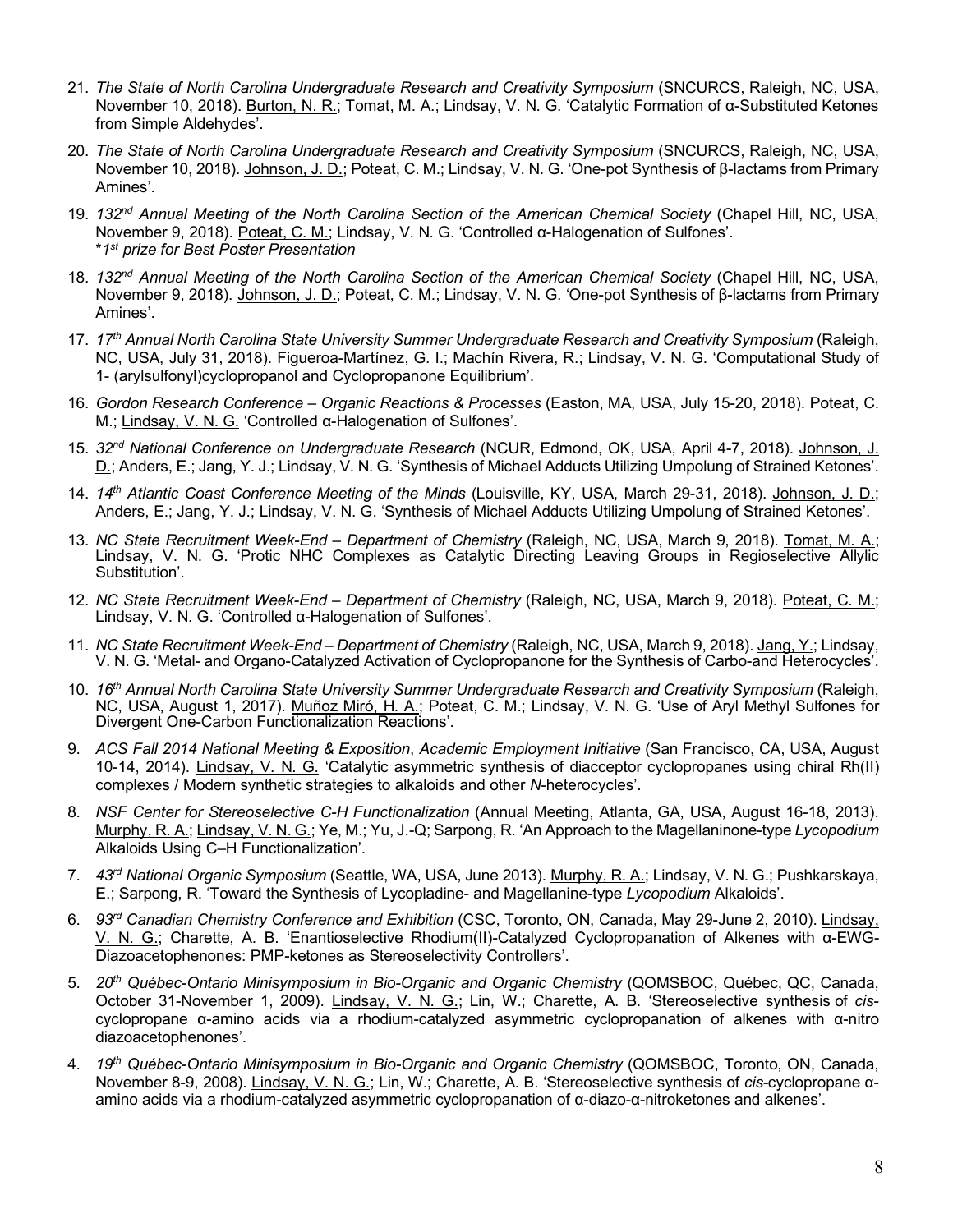21. *The State of North Carolina Undergraduate Research and Creativity Symposium* (SNCURCS, Raleigh, NC, USA, November 10, 2018). Burton, N. R.; Tomat, M. A.; Lindsay, V. N. G. 'Catalytic Formation of α-Substituted Ketones from Simple Aldehydes'.

20. *The State of North Carolina Undergraduate Research and Creativity Symposium* (SNCURCS, Raleigh, NC, USA, November 10, 2018). Johnson, J. D.; Poteat, C. M.; Lindsay, V. N. G. 'One-pot Synthesis of β-lactams from Primary Amines'.

19. *132nd Annual Meeting of the North Carolina Section of the American Chemical Society* (Chapel Hill, NC, USA, November 9, 2018). Poteat, C. M.; Lindsay, V. N. G. 'Controlled α-Halogenation of Sulfones'.
    *\*1st prize for Best Poster Presentation*

18. *132nd Annual Meeting of the North Carolina Section of the American Chemical Society* (Chapel Hill, NC, USA, November 9, 2018). Johnson, J. D.; Poteat, C. M.; Lindsay, V. N. G. 'One-pot Synthesis of β-lactams from Primary Amines'.

17. *17th Annual North Carolina State University Summer Undergraduate Research and Creativity Symposium* (Raleigh, NC, USA, July 31, 2018). Figueroa-Martínez, G. I.; Machín Rivera, R.; Lindsay, V. N. G. 'Computational Study of 1- (arylsulfonyl)cyclopropanol and Cyclopropanone Equilibrium'.

16. *Gordon Research Conference – Organic Reactions & Processes* (Easton, MA, USA, July 15-20, 2018). Poteat, C. M.; Lindsay, V. N. G. 'Controlled α-Halogenation of Sulfones'.

15. *32nd National Conference on Undergraduate Research* (NCUR, Edmond, OK, USA, April 4-7, 2018). Johnson, J. D.; Anders, E.; Jang, Y. J.; Lindsay, V. N. G. 'Synthesis of Michael Adducts Utilizing Umpolung of Strained Ketones'.

14. *14th Atlantic Coast Conference Meeting of the Minds* (Louisville, KY, USA, March 29-31, 2018). Johnson, J. D.; Anders, E.; Jang, Y. J.; Lindsay, V. N. G. 'Synthesis of Michael Adducts Utilizing Umpolung of Strained Ketones'.

13. *NC State Recruitment Week-End – Department of Chemistry* (Raleigh, NC, USA, March 9, 2018). Tomat, M. A.; Lindsay, V. N. G. 'Protic NHC Complexes as Catalytic Directing Leaving Groups in Regioselective Allylic Substitution'.

12. *NC State Recruitment Week-End – Department of Chemistry* (Raleigh, NC, USA, March 9, 2018). Poteat, C. M.; Lindsay, V. N. G. 'Controlled α-Halogenation of Sulfones'.

11. *NC State Recruitment Week-End – Department of Chemistry* (Raleigh, NC, USA, March 9, 2018). Jang, Y.; Lindsay, V. N. G. 'Metal- and Organo-Catalyzed Activation of Cyclopropanone for the Synthesis of Carbo-and Heterocycles'.

10. *16th Annual North Carolina State University Summer Undergraduate Research and Creativity Symposium* (Raleigh, NC, USA, August 1, 2017). Muñoz Miró, H. A.; Poteat, C. M.; Lindsay, V. N. G. 'Use of Aryl Methyl Sulfones for Divergent One-Carbon Functionalization Reactions'.

9. *ACS Fall 2014 National Meeting & Exposition*, *Academic Employment Initiative* (San Francisco, CA, USA, August 10-14, 2014). Lindsay, V. N. G. 'Catalytic asymmetric synthesis of diacceptor cyclopropanes using chiral Rh(II) complexes / Modern synthetic strategies to alkaloids and other *N*-heterocycles'.

8. *NSF Center for Stereoselective C-H Functionalization* (Annual Meeting, Atlanta, GA, USA, August 16-18, 2013). Murphy, R. A.; Lindsay, V. N. G.; Ye, M.; Yu, J.-Q; Sarpong, R. 'An Approach to the Magellaninone-type *Lycopodium* Alkaloids Using C–H Functionalization'.

7. *43rd National Organic Symposium* (Seattle, WA, USA, June 2013). Murphy, R. A.; Lindsay, V. N. G.; Pushkarskaya, E.; Sarpong, R. 'Toward the Synthesis of Lycopladine- and Magellanine-type *Lycopodium* Alkaloids'.

6. *93rd Canadian Chemistry Conference and Exhibition* (CSC, Toronto, ON, Canada, May 29-June 2, 2010). Lindsay, V. N. G.; Charette, A. B. 'Enantioselective Rhodium(II)-Catalyzed Cyclopropanation of Alkenes with α-EWG-Diazoacetophenones: PMP-ketones as Stereoselectivity Controllers'.

5. *20th Québec-Ontario Minisymposium in Bio-Organic and Organic Chemistry* (QOMSBOC, Québec, QC, Canada, October 31-November 1, 2009). Lindsay, V. N. G.; Lin, W.; Charette, A. B. 'Stereoselective synthesis of *cis*-cyclopropane α-amino acids via a rhodium-catalyzed asymmetric cyclopropanation of alkenes with α-nitro diazoacetophenones'.

4. *19th Québec-Ontario Minisymposium in Bio-Organic and Organic Chemistry* (QOMSBOC, Toronto, ON, Canada, November 8-9, 2008). Lindsay, V. N. G.; Lin, W.; Charette, A. B. 'Stereoselective synthesis of *cis*-cyclopropane α-amino acids via a rhodium-catalyzed asymmetric cyclopropanation of α-diazo-α-nitroketones and alkenes'.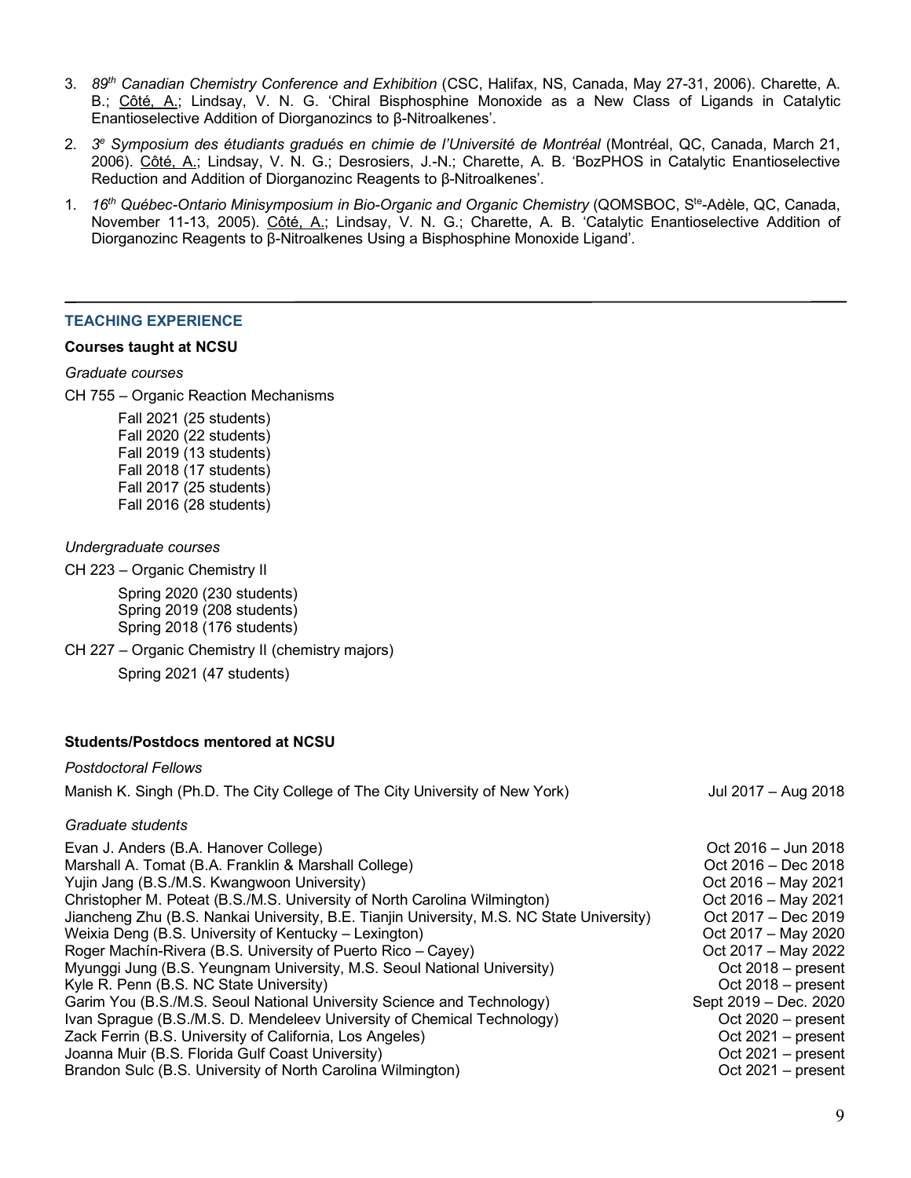3. *89th Canadian Chemistry Conference and Exhibition* (CSC, Halifax, NS, Canada, May 27-31, 2006). Charette, A. B.; Côté, A.; Lindsay, V. N. G. 'Chiral Bisphosphine Monoxide as a New Class of Ligands in Catalytic Enantioselective Addition of Diorganozincs to β-Nitroalkenes'.

2. *3e Symposium des étudiants gradués en chimie de l'Université de Montréal* (Montréal, QC, Canada, March 21, 2006). Côté, A.; Lindsay, V. N. G.; Desrosiers, J.-N.; Charette, A. B. 'BozPHOS in Catalytic Enantioselective Reduction and Addition of Diorganozinc Reagents to β-Nitroalkenes'.

1. *16th Québec-Ontario Minisymposium in Bio-Organic and Organic Chemistry* (QOMSBOC, Ste-Adèle, QC, Canada, November 11-13, 2005). Côté, A.; Lindsay, V. N. G.; Charette, A. B. 'Catalytic Enantioselective Addition of Diorganozinc Reagents to β-Nitroalkenes Using a Bisphosphine Monoxide Ligand'.

## TEACHING EXPERIENCE

**Courses taught at NCSU**

*Graduate courses*

CH 755 – Organic Reaction Mechanisms

- Fall 2021 (25 students)
- Fall 2020 (22 students)
- Fall 2019 (13 students)
- Fall 2018 (17 students)
- Fall 2017 (25 students)
- Fall 2016 (28 students)

*Undergraduate courses*

CH 223 – Organic Chemistry II

- Spring 2020 (230 students)
- Spring 2019 (208 students)
- Spring 2018 (176 students)

CH 227 – Organic Chemistry II (chemistry majors)

- Spring 2021 (47 students)

**Students/Postdocs mentored at NCSU**

*Postdoctoral Fellows*

| | |
|---|---|
| Manish K. Singh (Ph.D. The City College of The City University of New York) | Jul 2017 – Aug 2018 |

*Graduate students*

| | |
|---|---|
| Evan J. Anders (B.A. Hanover College) | Oct 2016 – Jun 2018 |
| Marshall A. Tomat (B.A. Franklin & Marshall College) | Oct 2016 – Dec 2018 |
| Yujin Jang (B.S./M.S. Kwangwoon University) | Oct 2016 – May 2021 |
| Christopher M. Poteat (B.S./M.S. University of North Carolina Wilmington) | Oct 2016 – May 2021 |
| Jiancheng Zhu (B.S. Nankai University, B.E. Tianjin University, M.S. NC State University) | Oct 2017 – Dec 2019 |
| Weixia Deng (B.S. University of Kentucky – Lexington) | Oct 2017 – May 2020 |
| Roger Machín-Rivera (B.S. University of Puerto Rico – Cayey) | Oct 2017 – May 2022 |
| Myunggi Jung (B.S. Yeungnam University, M.S. Seoul National University) | Oct 2018 – present |
| Kyle R. Penn (B.S. NC State University) | Oct 2018 – present |
| Garim You (B.S./M.S. Seoul National University Science and Technology) | Sept 2019 – Dec. 2020 |
| Ivan Sprague (B.S./M.S. D. Mendeleev University of Chemical Technology) | Oct 2020 – present |
| Zack Ferrin (B.S. University of California, Los Angeles) | Oct 2021 – present |
| Joanna Muir (B.S. Florida Gulf Coast University) | Oct 2021 – present |
| Brandon Sulc (B.S. University of North Carolina Wilmington) | Oct 2021 – present |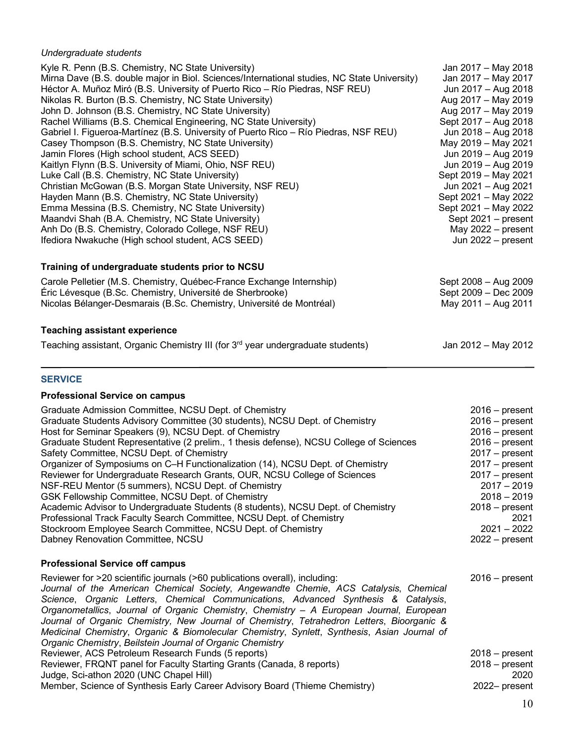*Undergraduate students*

| | |
|---|---|
| Kyle R. Penn (B.S. Chemistry, NC State University) | Jan 2017 – May 2018 |
| Mirna Dave (B.S. double major in Biol. Sciences/International studies, NC State University) | Jan 2017 – May 2017 |
| Héctor A. Muñoz Miró (B.S. University of Puerto Rico – Río Piedras, NSF REU) | Jun 2017 – Aug 2018 |
| Nikolas R. Burton (B.S. Chemistry, NC State University) | Aug 2017 – May 2019 |
| John D. Johnson (B.S. Chemistry, NC State University) | Aug 2017 – May 2019 |
| Rachel Williams (B.S. Chemical Engineering, NC State University) | Sept 2017 – Aug 2018 |
| Gabriel I. Figueroa-Martínez (B.S. University of Puerto Rico – Río Piedras, NSF REU) | Jun 2018 – Aug 2018 |
| Casey Thompson (B.S. Chemistry, NC State University) | May 2019 – May 2021 |
| Jamin Flores (High school student, ACS SEED) | Jun 2019 – Aug 2019 |
| Kaitlyn Flynn (B.S. University of Miami, Ohio, NSF REU) | Jun 2019 – Aug 2019 |
| Luke Call (B.S. Chemistry, NC State University) | Sept 2019 – May 2021 |
| Christian McGowan (B.S. Morgan State University, NSF REU) | Jun 2021 – Aug 2021 |
| Hayden Mann (B.S. Chemistry, NC State University) | Sept 2021 – May 2022 |
| Emma Messina (B.S. Chemistry, NC State University) | Sept 2021 – May 2022 |
| Maandvi Shah (B.A. Chemistry, NC State University) | Sept 2021 – present |
| Anh Do (B.S. Chemistry, Colorado College, NSF REU) | May 2022 – present |
| Ifediora Nwakuche (High school student, ACS SEED) | Jun 2022 – present |

**Training of undergraduate students prior to NCSU**

| | |
|---|---|
| Carole Pelletier (M.S. Chemistry, Québec-France Exchange Internship) | Sept 2008 – Aug 2009 |
| Éric Lévesque (B.Sc. Chemistry, Université de Sherbrooke) | Sept 2009 – Dec 2009 |
| Nicolas Bélanger-Desmarais (B.Sc. Chemistry, Université de Montréal) | May 2011 – Aug 2011 |

**Teaching assistant experience**

| | |
|---|---|
| Teaching assistant, Organic Chemistry III (for 3rd year undergraduate students) | Jan 2012 – May 2012 |

---

## SERVICE

**Professional Service on campus**

| | |
|---|---|
| Graduate Admission Committee, NCSU Dept. of Chemistry | 2016 – present |
| Graduate Students Advisory Committee (30 students), NCSU Dept. of Chemistry | 2016 – present |
| Host for Seminar Speakers (9), NCSU Dept. of Chemistry | 2016 – present |
| Graduate Student Representative (2 prelim., 1 thesis defense), NCSU College of Sciences | 2016 – present |
| Safety Committee, NCSU Dept. of Chemistry | 2017 – present |
| Organizer of Symposiums on C–H Functionalization (14), NCSU Dept. of Chemistry | 2017 – present |
| Reviewer for Undergraduate Research Grants, OUR, NCSU College of Sciences | 2017 – present |
| NSF-REU Mentor (5 summers), NCSU Dept. of Chemistry | 2017 – 2019 |
| GSK Fellowship Committee, NCSU Dept. of Chemistry | 2018 – 2019 |
| Academic Advisor to Undergraduate Students (8 students), NCSU Dept. of Chemistry | 2018 – present |
| Professional Track Faculty Search Committee, NCSU Dept. of Chemistry | 2021 |
| Stockroom Employee Search Committee, NCSU Dept. of Chemistry | 2021 – 2022 |
| Dabney Renovation Committee, NCSU | 2022 – present |

**Professional Service off campus**

| | |
|---|---|
| Reviewer for >20 scientific journals (>60 publications overall), including: *Journal of the American Chemical Society*, *Angewandte Chemie*, *ACS Catalysis*, *Chemical Science*, *Organic Letters*, *Chemical Communications*, *Advanced Synthesis & Catalysis*, *Organometallics*, *Journal of Organic Chemistry*, *Chemistry – A European Journal*, *European Journal of Organic Chemistry, New Journal of Chemistry*, *Tetrahedron Letters*, *Bioorganic & Medicinal Chemistry*, *Organic & Biomolecular Chemistry*, *Synlett*, *Synthesis*, *Asian Journal of Organic Chemistry*, *Beilstein Journal of Organic Chemistry* | 2016 – present |
| Reviewer, ACS Petroleum Research Funds (5 reports) | 2018 – present |
| Reviewer, FRQNT panel for Faculty Starting Grants (Canada, 8 reports) | 2018 – present |
| Judge, Sci-athon 2020 (UNC Chapel Hill) | 2020 |
| Member, Science of Synthesis Early Career Advisory Board (Thieme Chemistry) | 2022– present |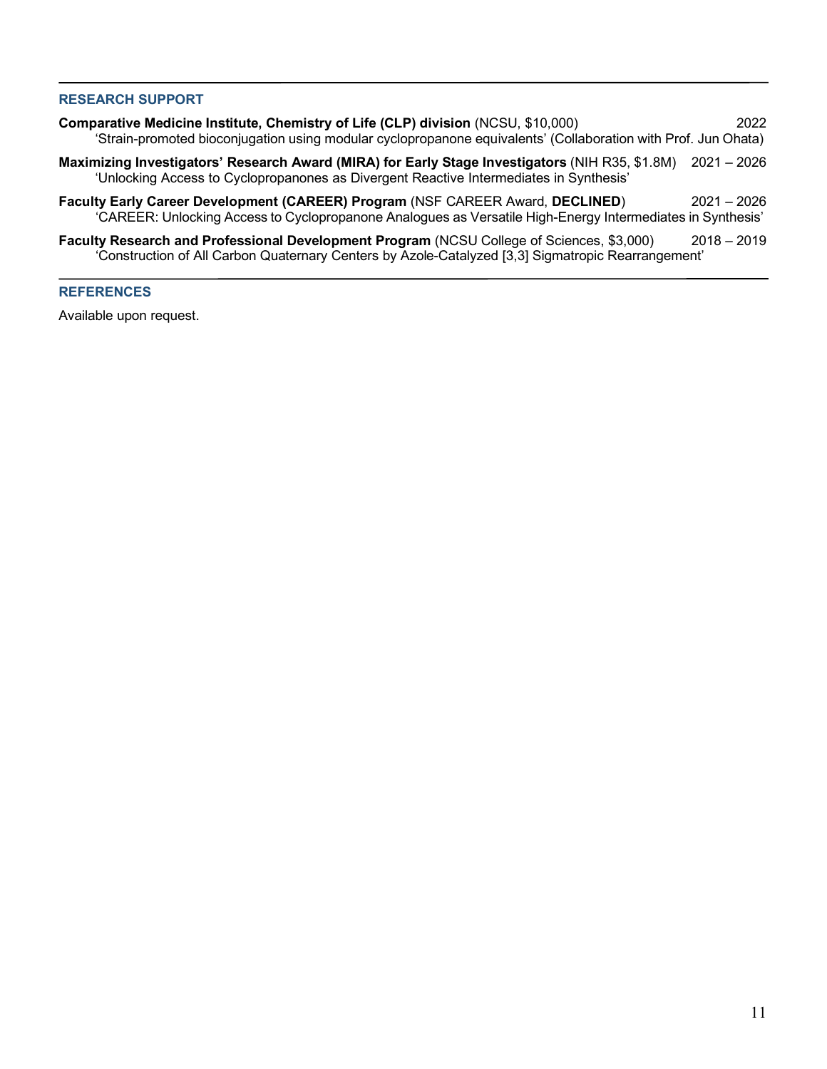## RESEARCH SUPPORT

**Comparative Medicine Institute, Chemistry of Life (CLP) division** (NCSU, $10,000) 2022
'Strain-promoted bioconjugation using modular cyclopropanone equivalents' (Collaboration with Prof. Jun Ohata)

**Maximizing Investigators' Research Award (MIRA) for Early Stage Investigators** (NIH R35, $1.8M) 2021 – 2026
'Unlocking Access to Cyclopropanones as Divergent Reactive Intermediates in Synthesis'

**Faculty Early Career Development (CAREER) Program** (NSF CAREER Award, **DECLINED**) 2021 – 2026
'CAREER: Unlocking Access to Cyclopropanone Analogues as Versatile High-Energy Intermediates in Synthesis'

**Faculty Research and Professional Development Program** (NCSU College of Sciences, $3,000) 2018 – 2019
'Construction of All Carbon Quaternary Centers by Azole-Catalyzed [3,3] Sigmatropic Rearrangement'

## REFERENCES

Available upon request.